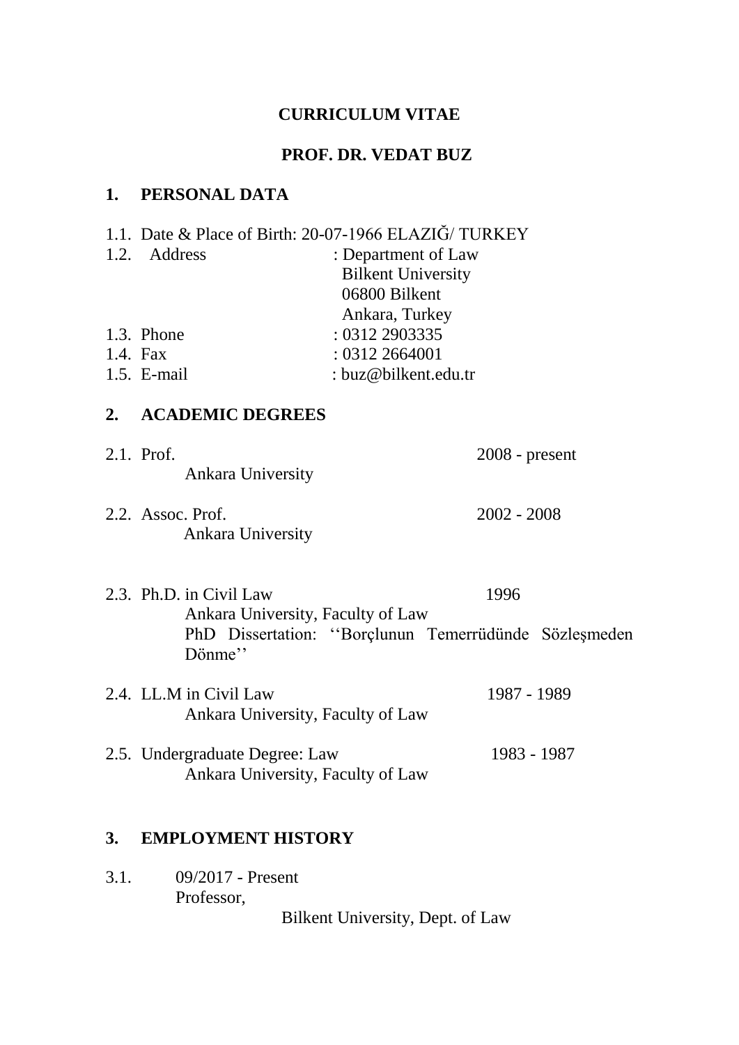# CURRICULUM VITAE

# PROF. DR. VEDAT BUZ

## 1. PERSONAL DATA

1.1. Date & Place of Birth: 20-07-1966 ELAZIĞ/ TURKEY

1.2. Address : Department of Law
Bilkent University
06800 Bilkent
Ankara, Turkey

1.3. Phone : 0312 2903335

1.4. Fax : 0312 2664001

1.5. E-mail : buz@bilkent.edu.tr

## 2. ACADEMIC DEGREES

2.1. Prof. 2008 - present
Ankara University

2.2. Assoc. Prof. 2002 - 2008
Ankara University

2.3. Ph.D. in Civil Law 1996
Ankara University, Faculty of Law
PhD Dissertation: ‘‘Borçlunun Temerrüdünde Sözleşmeden Dönme’’

2.4. LL.M in Civil Law 1987 - 1989
Ankara University, Faculty of Law

2.5. Undergraduate Degree: Law 1983 - 1987
Ankara University, Faculty of Law

## 3. EMPLOYMENT HISTORY

3.1. 09/2017 - Present
Professor,
Bilkent University, Dept. of Law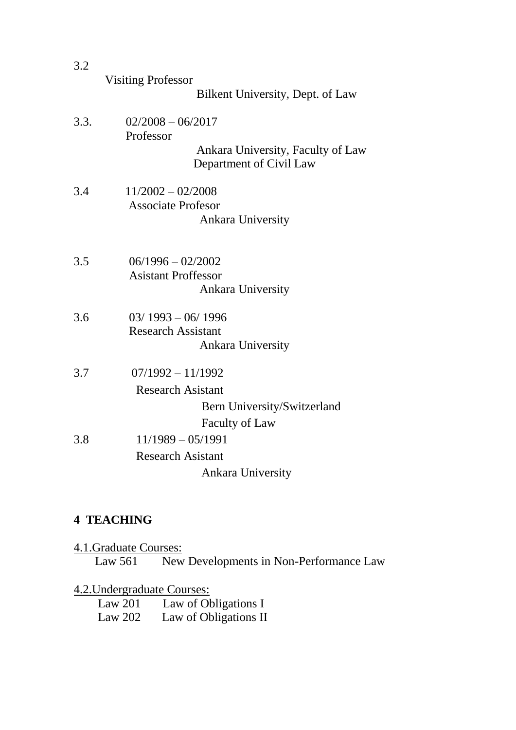3.2

Visiting Professor

Bilkent University, Dept. of Law

3.3. 02/2008 – 06/2017

Professor

Ankara University, Faculty of Law
Department of Civil Law

3.4 11/2002 – 02/2008

Associate Profesor

Ankara University

3.5 06/1996 – 02/2002

Asistant Proffessor

Ankara University

3.6 03/ 1993 – 06/ 1996

Research Assistant

Ankara University

3.7 07/1992 – 11/1992

Research Asistant

Bern University/Switzerland
Faculty of Law

3.8 11/1989 – 05/1991

Research Asistant

Ankara University

## 4 TEACHING

4.1.Graduate Courses:

Law 561 New Developments in Non-Performance Law

4.2.Undergraduate Courses:

Law 201 Law of Obligations I
Law 202 Law of Obligations II